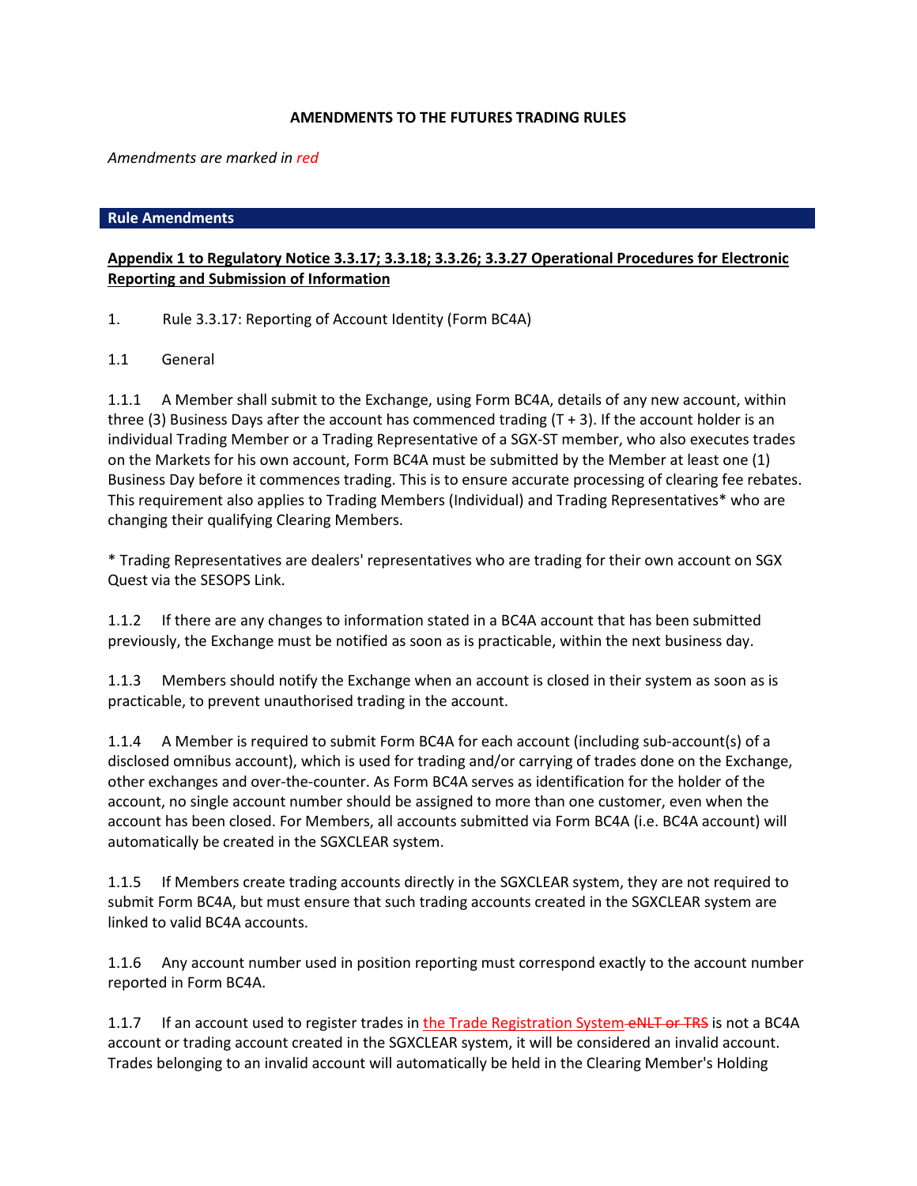**AMENDMENTS TO THE FUTURES TRADING RULES**

*Amendments are marked in red*

## Rule Amendments

**Appendix 1 to Regulatory Notice 3.3.17; 3.3.18; 3.3.26; 3.3.27 Operational Procedures for Electronic Reporting and Submission of Information**

1. Rule 3.3.17: Reporting of Account Identity (Form BC4A)

1.1 General

1.1.1 A Member shall submit to the Exchange, using Form BC4A, details of any new account, within three (3) Business Days after the account has commenced trading (T + 3). If the account holder is an individual Trading Member or a Trading Representative of a SGX-ST member, who also executes trades on the Markets for his own account, Form BC4A must be submitted by the Member at least one (1) Business Day before it commences trading. This is to ensure accurate processing of clearing fee rebates. This requirement also applies to Trading Members (Individual) and Trading Representatives* who are changing their qualifying Clearing Members.

* Trading Representatives are dealers' representatives who are trading for their own account on SGX Quest via the SESOPS Link.

1.1.2 If there are any changes to information stated in a BC4A account that has been submitted previously, the Exchange must be notified as soon as is practicable, within the next business day.

1.1.3 Members should notify the Exchange when an account is closed in their system as soon as is practicable, to prevent unauthorised trading in the account.

1.1.4 A Member is required to submit Form BC4A for each account (including sub-account(s) of a disclosed omnibus account), which is used for trading and/or carrying of trades done on the Exchange, other exchanges and over-the-counter. As Form BC4A serves as identification for the holder of the account, no single account number should be assigned to more than one customer, even when the account has been closed. For Members, all accounts submitted via Form BC4A (i.e. BC4A account) will automatically be created in the SGXCLEAR system.

1.1.5 If Members create trading accounts directly in the SGXCLEAR system, they are not required to submit Form BC4A, but must ensure that such trading accounts created in the SGXCLEAR system are linked to valid BC4A accounts.

1.1.6 Any account number used in position reporting must correspond exactly to the account number reported in Form BC4A.

1.1.7 If an account used to register trades in the Trade Registration System ~~eNLT or TRS~~ is not a BC4A account or trading account created in the SGXCLEAR system, it will be considered an invalid account. Trades belonging to an invalid account will automatically be held in the Clearing Member's Holding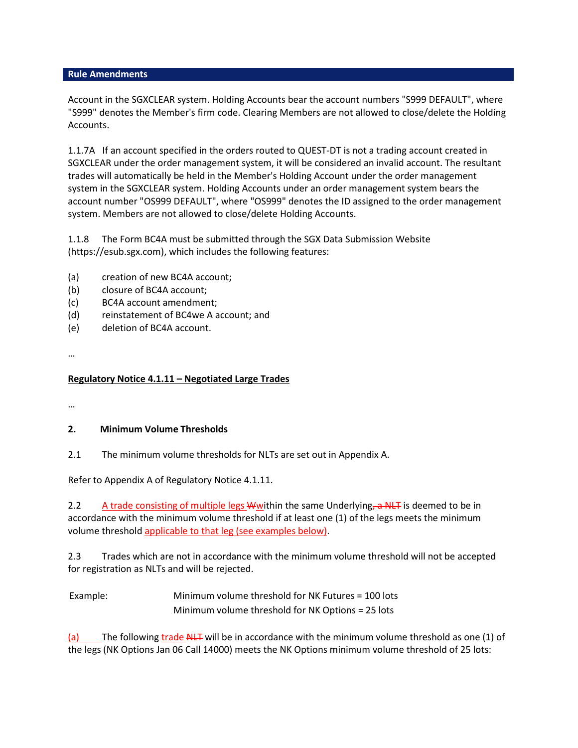**Rule Amendments**

Account in the SGXCLEAR system. Holding Accounts bear the account numbers "S999 DEFAULT", where "S999" denotes the Member's firm code. Clearing Members are not allowed to close/delete the Holding Accounts.

1.1.7A If an account specified in the orders routed to QUEST-DT is not a trading account created in SGXCLEAR under the order management system, it will be considered an invalid account. The resultant trades will automatically be held in the Member's Holding Account under the order management system in the SGXCLEAR system. Holding Accounts under an order management system bears the account number "OS999 DEFAULT", where "OS999" denotes the ID assigned to the order management system. Members are not allowed to close/delete Holding Accounts.

1.1.8 The Form BC4A must be submitted through the SGX Data Submission Website (https://esub.sgx.com), which includes the following features:

(a) creation of new BC4A account;
(b) closure of BC4A account;
(c) BC4A account amendment;
(d) reinstatement of BC4we A account; and
(e) deletion of BC4A account.

…

**Regulatory Notice 4.1.11 – Negotiated Large Trades**

…

**2. Minimum Volume Thresholds**

2.1 The minimum volume thresholds for NLTs are set out in Appendix A.

Refer to Appendix A of Regulatory Notice 4.1.11.

2.2 A trade consisting of multiple legs ~~W~~within the same Underlying~~, a NLT~~ is deemed to be in accordance with the minimum volume threshold if at least one (1) of the legs meets the minimum volume threshold applicable to that leg (see examples below).

2.3 Trades which are not in accordance with the minimum volume threshold will not be accepted for registration as NLTs and will be rejected.

Example: Minimum volume threshold for NK Futures = 100 lots
Minimum volume threshold for NK Options = 25 lots

(a) The following trade ~~NLT~~ will be in accordance with the minimum volume threshold as one (1) of the legs (NK Options Jan 06 Call 14000) meets the NK Options minimum volume threshold of 25 lots: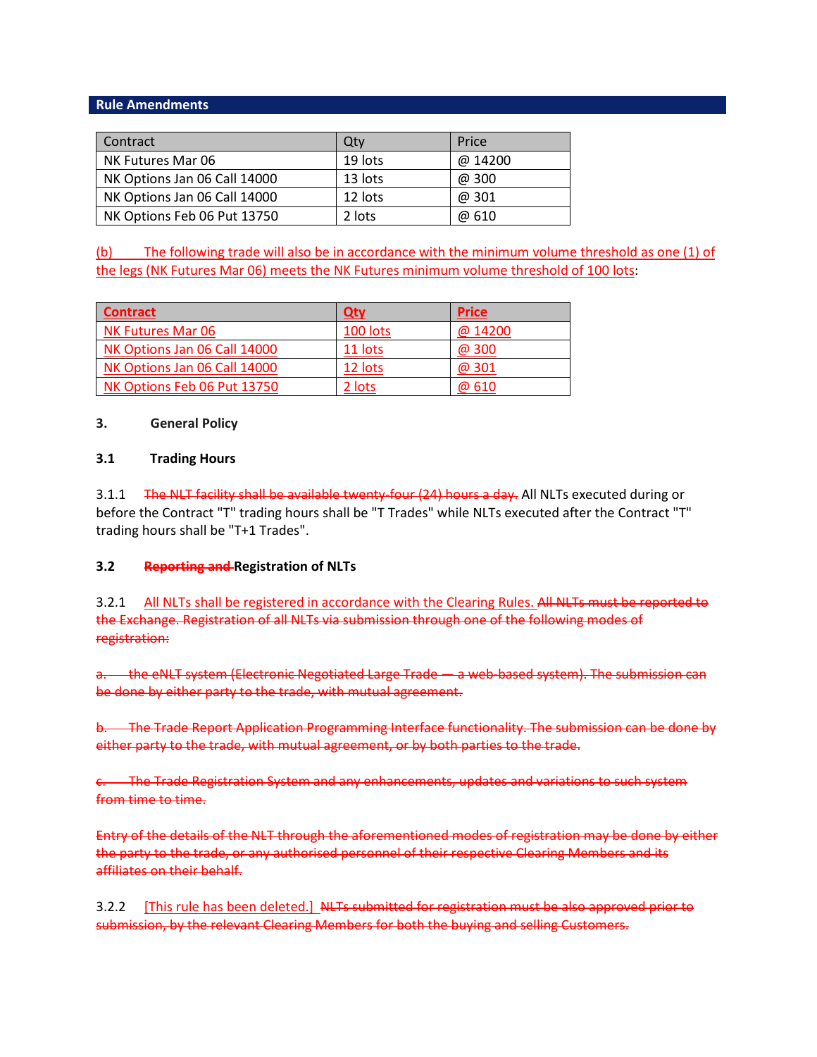**Rule Amendments**

| Contract | Qty | Price |
|---|---|---|
| NK Futures Mar 06 | 19 lots | @ 14200 |
| NK Options Jan 06 Call 14000 | 13 lots | @ 300 |
| NK Options Jan 06 Call 14000 | 12 lots | @ 301 |
| NK Options Feb 06 Put 13750 | 2 lots | @ 610 |

(b) The following trade will also be in accordance with the minimum volume threshold as one (1) of the legs (NK Futures Mar 06) meets the NK Futures minimum volume threshold of 100 lots:

| Contract | Qty | Price |
|---|---|---|
| NK Futures Mar 06 | 100 lots | @ 14200 |
| NK Options Jan 06 Call 14000 | 11 lots | @ 300 |
| NK Options Jan 06 Call 14000 | 12 lots | @ 301 |
| NK Options Feb 06 Put 13750 | 2 lots | @ 610 |

**3. General Policy**

**3.1 Trading Hours**

3.1.1 ~~The NLT facility shall be available twenty-four (24) hours a day.~~ All NLTs executed during or before the Contract "T" trading hours shall be "T Trades" while NLTs executed after the Contract "T" trading hours shall be "T+1 Trades".

**3.2 ~~Reporting and~~ Registration of NLTs**

3.2.1 All NLTs shall be registered in accordance with the Clearing Rules. ~~All NLTs must be reported to the Exchange. Registration of all NLTs via submission through one of the following modes of registration:~~

~~a. the eNLT system (Electronic Negotiated Large Trade — a web-based system). The submission can be done by either party to the trade, with mutual agreement.~~

~~b. The Trade Report Application Programming Interface functionality. The submission can be done by either party to the trade, with mutual agreement, or by both parties to the trade.~~

~~c. The Trade Registration System and any enhancements, updates and variations to such system from time to time.~~

~~Entry of the details of the NLT through the aforementioned modes of registration may be done by either the party to the trade, or any authorised personnel of their respective Clearing Members and its affiliates on their behalf.~~

3.2.2 [This rule has been deleted.] ~~NLTs submitted for registration must be also approved prior to submission, by the relevant Clearing Members for both the buying and selling Customers.~~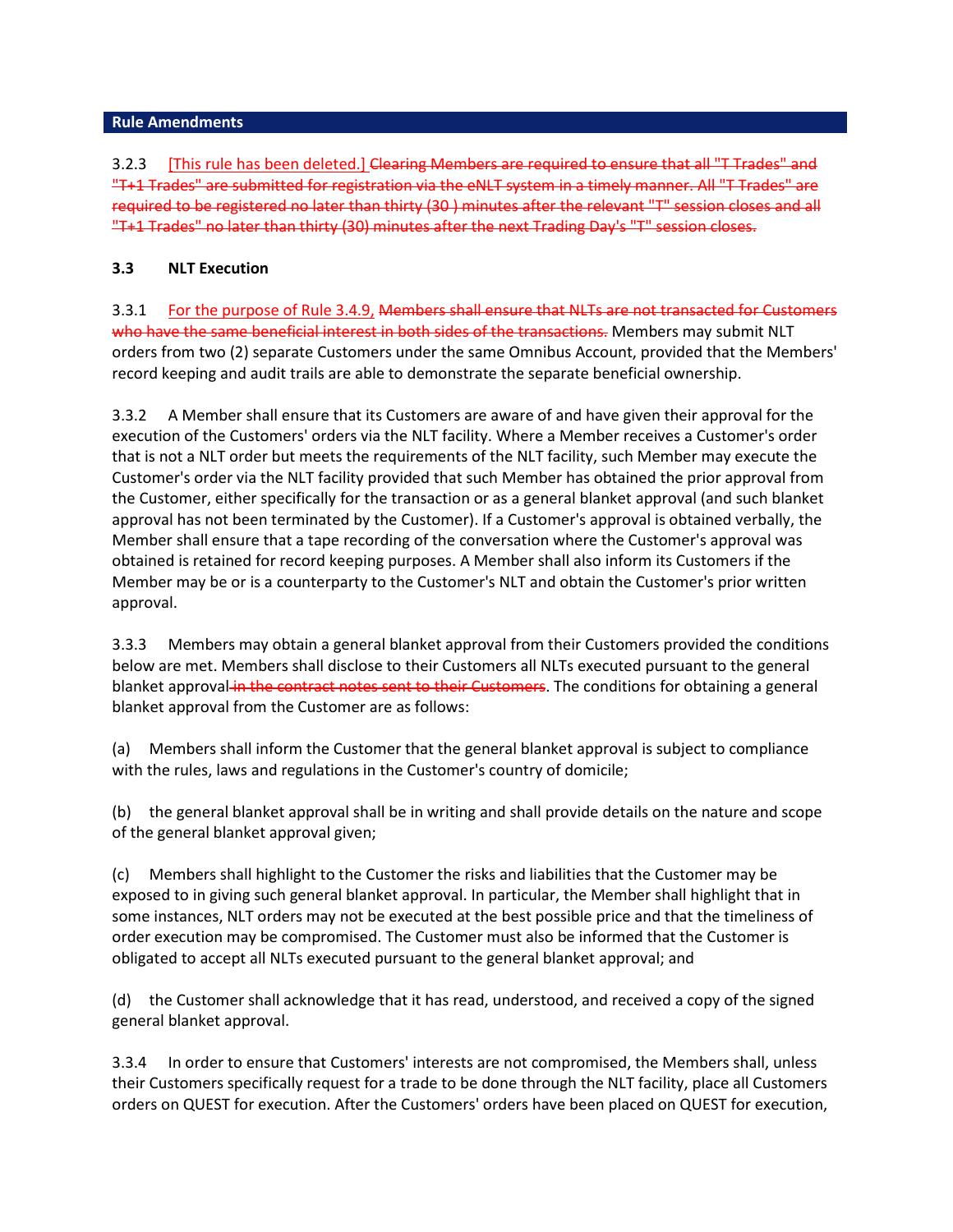## Rule Amendments

3.2.3 [This rule has been deleted.] ~~Clearing Members are required to ensure that all "T Trades" and "T+1 Trades" are submitted for registration via the eNLT system in a timely manner. All "T Trades" are required to be registered no later than thirty (30 ) minutes after the relevant "T" session closes and all "T+1 Trades" no later than thirty (30) minutes after the next Trading Day's "T" session closes.~~

**3.3 NLT Execution**

3.3.1 For the purpose of Rule 3.4.9, ~~Members shall ensure that NLTs are not transacted for Customers who have the same beneficial interest in both sides of the transactions.~~ Members may submit NLT orders from two (2) separate Customers under the same Omnibus Account, provided that the Members' record keeping and audit trails are able to demonstrate the separate beneficial ownership.

3.3.2 A Member shall ensure that its Customers are aware of and have given their approval for the execution of the Customers' orders via the NLT facility. Where a Member receives a Customer's order that is not a NLT order but meets the requirements of the NLT facility, such Member may execute the Customer's order via the NLT facility provided that such Member has obtained the prior approval from the Customer, either specifically for the transaction or as a general blanket approval (and such blanket approval has not been terminated by the Customer). If a Customer's approval is obtained verbally, the Member shall ensure that a tape recording of the conversation where the Customer's approval was obtained is retained for record keeping purposes. A Member shall also inform its Customers if the Member may be or is a counterparty to the Customer's NLT and obtain the Customer's prior written approval.

3.3.3 Members may obtain a general blanket approval from their Customers provided the conditions below are met. Members shall disclose to their Customers all NLTs executed pursuant to the general blanket approval ~~in the contract notes sent to their Customers~~. The conditions for obtaining a general blanket approval from the Customer are as follows:

(a) Members shall inform the Customer that the general blanket approval is subject to compliance with the rules, laws and regulations in the Customer's country of domicile;

(b) the general blanket approval shall be in writing and shall provide details on the nature and scope of the general blanket approval given;

(c) Members shall highlight to the Customer the risks and liabilities that the Customer may be exposed to in giving such general blanket approval. In particular, the Member shall highlight that in some instances, NLT orders may not be executed at the best possible price and that the timeliness of order execution may be compromised. The Customer must also be informed that the Customer is obligated to accept all NLTs executed pursuant to the general blanket approval; and

(d) the Customer shall acknowledge that it has read, understood, and received a copy of the signed general blanket approval.

3.3.4 In order to ensure that Customers' interests are not compromised, the Members shall, unless their Customers specifically request for a trade to be done through the NLT facility, place all Customers orders on QUEST for execution. After the Customers' orders have been placed on QUEST for execution,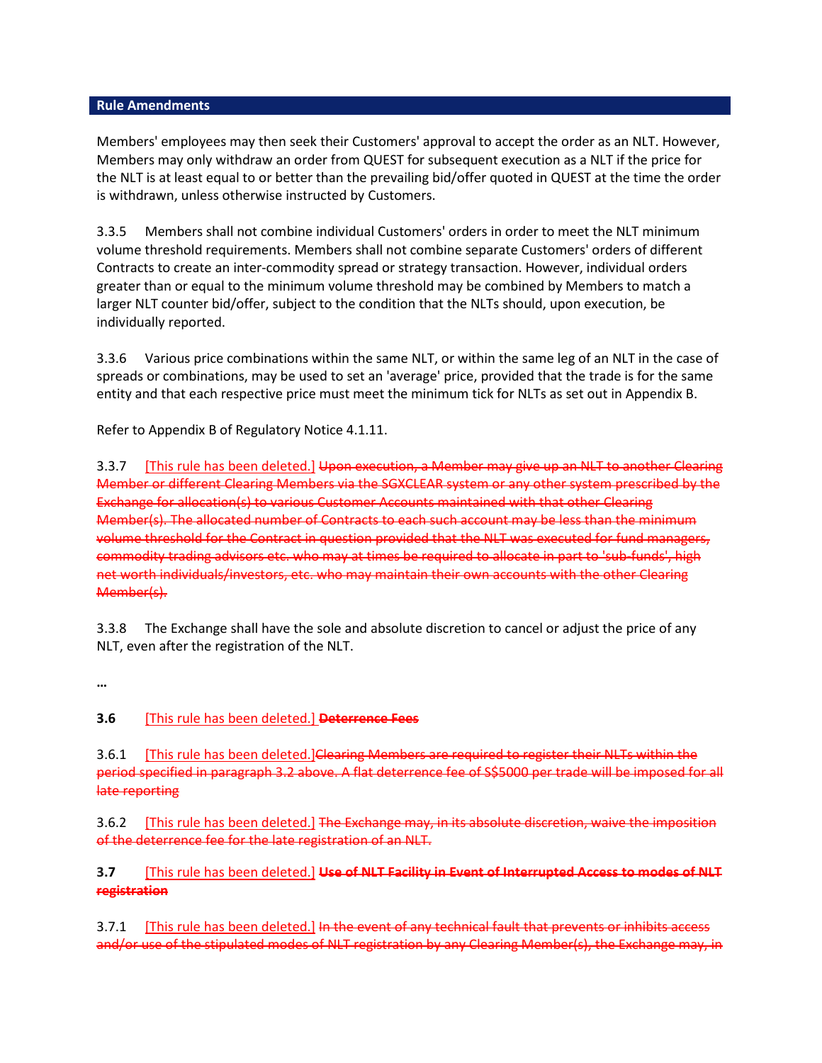**Rule Amendments**

Members' employees may then seek their Customers' approval to accept the order as an NLT. However, Members may only withdraw an order from QUEST for subsequent execution as a NLT if the price for the NLT is at least equal to or better than the prevailing bid/offer quoted in QUEST at the time the order is withdrawn, unless otherwise instructed by Customers.

3.3.5 Members shall not combine individual Customers' orders in order to meet the NLT minimum volume threshold requirements. Members shall not combine separate Customers' orders of different Contracts to create an inter-commodity spread or strategy transaction. However, individual orders greater than or equal to the minimum volume threshold may be combined by Members to match a larger NLT counter bid/offer, subject to the condition that the NLTs should, upon execution, be individually reported.

3.3.6 Various price combinations within the same NLT, or within the same leg of an NLT in the case of spreads or combinations, may be used to set an 'average' price, provided that the trade is for the same entity and that each respective price must meet the minimum tick for NLTs as set out in Appendix B.

Refer to Appendix B of Regulatory Notice 4.1.11.

3.3.7 [This rule has been deleted.] ~~Upon execution, a Member may give up an NLT to another Clearing Member or different Clearing Members via the SGXCLEAR system or any other system prescribed by the Exchange for allocation(s) to various Customer Accounts maintained with that other Clearing Member(s). The allocated number of Contracts to each such account may be less than the minimum volume threshold for the Contract in question provided that the NLT was executed for fund managers, commodity trading advisors etc. who may at times be required to allocate in part to 'sub-funds', high net worth individuals/investors, etc. who may maintain their own accounts with the other Clearing Member(s).~~

3.3.8 The Exchange shall have the sole and absolute discretion to cancel or adjust the price of any NLT, even after the registration of the NLT.

…

**3.6** [This rule has been deleted.] ~~**Deterrence Fees**~~

3.6.1 [This rule has been deleted.]~~Clearing Members are required to register their NLTs within the period specified in paragraph 3.2 above. A flat deterrence fee of S$5000 per trade will be imposed for all late reporting~~

3.6.2 [This rule has been deleted.] ~~The Exchange may, in its absolute discretion, waive the imposition of the deterrence fee for the late registration of an NLT.~~

**3.7** [This rule has been deleted.] ~~**Use of NLT Facility in Event of Interrupted Access to modes of NLT registration**~~

3.7.1 [This rule has been deleted.] ~~In the event of any technical fault that prevents or inhibits access and/or use of the stipulated modes of NLT registration by any Clearing Member(s), the Exchange may, in~~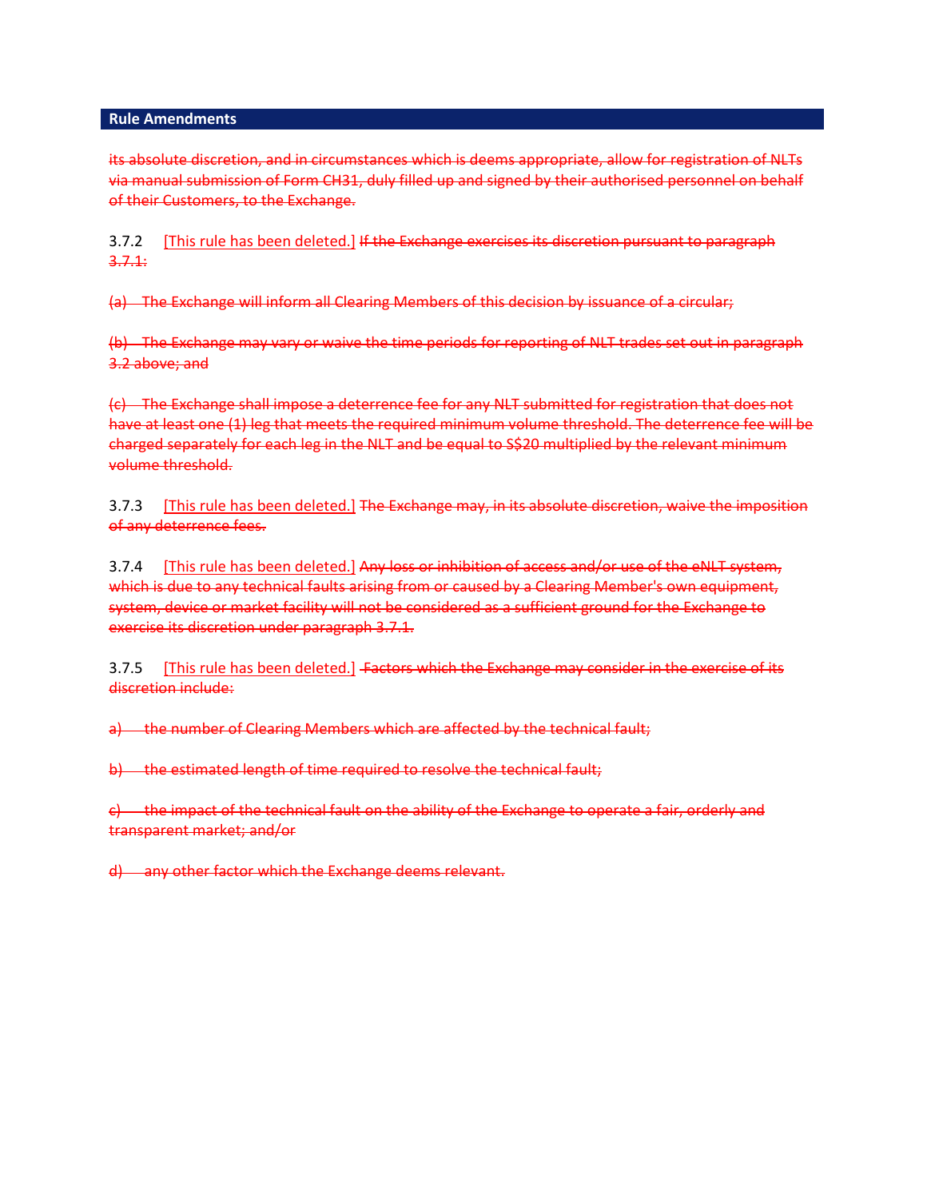## Rule Amendments

~~its absolute discretion, and in circumstances which is deems appropriate, allow for registration of NLTs via manual submission of Form CH31, duly filled up and signed by their authorised personnel on behalf of their Customers, to the Exchange.~~

3.7.2 [This rule has been deleted.] ~~If the Exchange exercises its discretion pursuant to paragraph 3.7.1:~~

~~(a) The Exchange will inform all Clearing Members of this decision by issuance of a circular;~~

~~(b) The Exchange may vary or waive the time periods for reporting of NLT trades set out in paragraph 3.2 above; and~~

~~(c) The Exchange shall impose a deterrence fee for any NLT submitted for registration that does not have at least one (1) leg that meets the required minimum volume threshold. The deterrence fee will be charged separately for each leg in the NLT and be equal to S$20 multiplied by the relevant minimum volume threshold.~~

3.7.3 [This rule has been deleted.] ~~The Exchange may, in its absolute discretion, waive the imposition of any deterrence fees.~~

3.7.4 [This rule has been deleted.] ~~Any loss or inhibition of access and/or use of the eNLT system, which is due to any technical faults arising from or caused by a Clearing Member's own equipment, system, device or market facility will not be considered as a sufficient ground for the Exchange to exercise its discretion under paragraph 3.7.1.~~

3.7.5 [This rule has been deleted.] ~~Factors which the Exchange may consider in the exercise of its discretion include:~~

~~a) the number of Clearing Members which are affected by the technical fault;~~

~~b) the estimated length of time required to resolve the technical fault;~~

~~c) the impact of the technical fault on the ability of the Exchange to operate a fair, orderly and transparent market; and/or~~

~~d) any other factor which the Exchange deems relevant.~~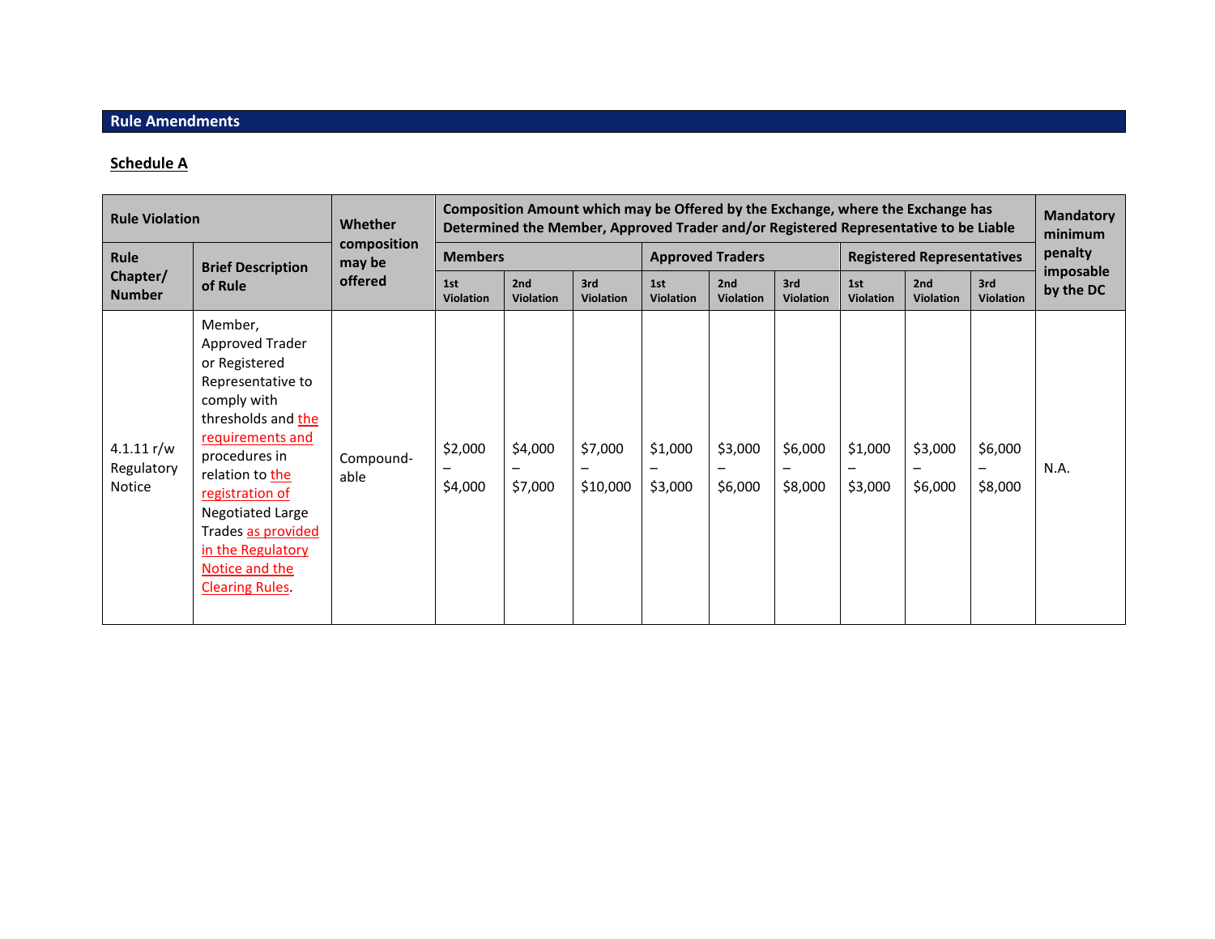## Rule Amendments

**Schedule A**

| Rule Violation | | Whether composition may be offered | Composition Amount which may be Offered by the Exchange, where the Exchange has Determined the Member, Approved Trader and/or Registered Representative to be Liable | | | | | | | | | Mandatory minimum penalty imposable by the DC |
|---|---|---|---|---|---|---|---|---|---|---|---|---|
| | | | Members | | | Approved Traders | | | Registered Representatives | | | |
| Rule Chapter/ Number | Brief Description of Rule | | 1st Violation | 2nd Violation | 3rd Violation | 1st Violation | 2nd Violation | 3rd Violation | 1st Violation | 2nd Violation | 3rd Violation | |
| 4.1.11 r/w Regulatory Notice | Member, Approved Trader or Registered Representative to comply with thresholds and the requirements and procedures in relation to the registration of Negotiated Large Trades as provided in the Regulatory Notice and the Clearing Rules. | Compound-able | $2,000 – $4,000 | $4,000 – $7,000 | $7,000 – $10,000 | $1,000 – $3,000 | $3,000 – $6,000 | $6,000 – $8,000 | $1,000 – $3,000 | $3,000 – $6,000 | $6,000 – $8,000 | N.A. |